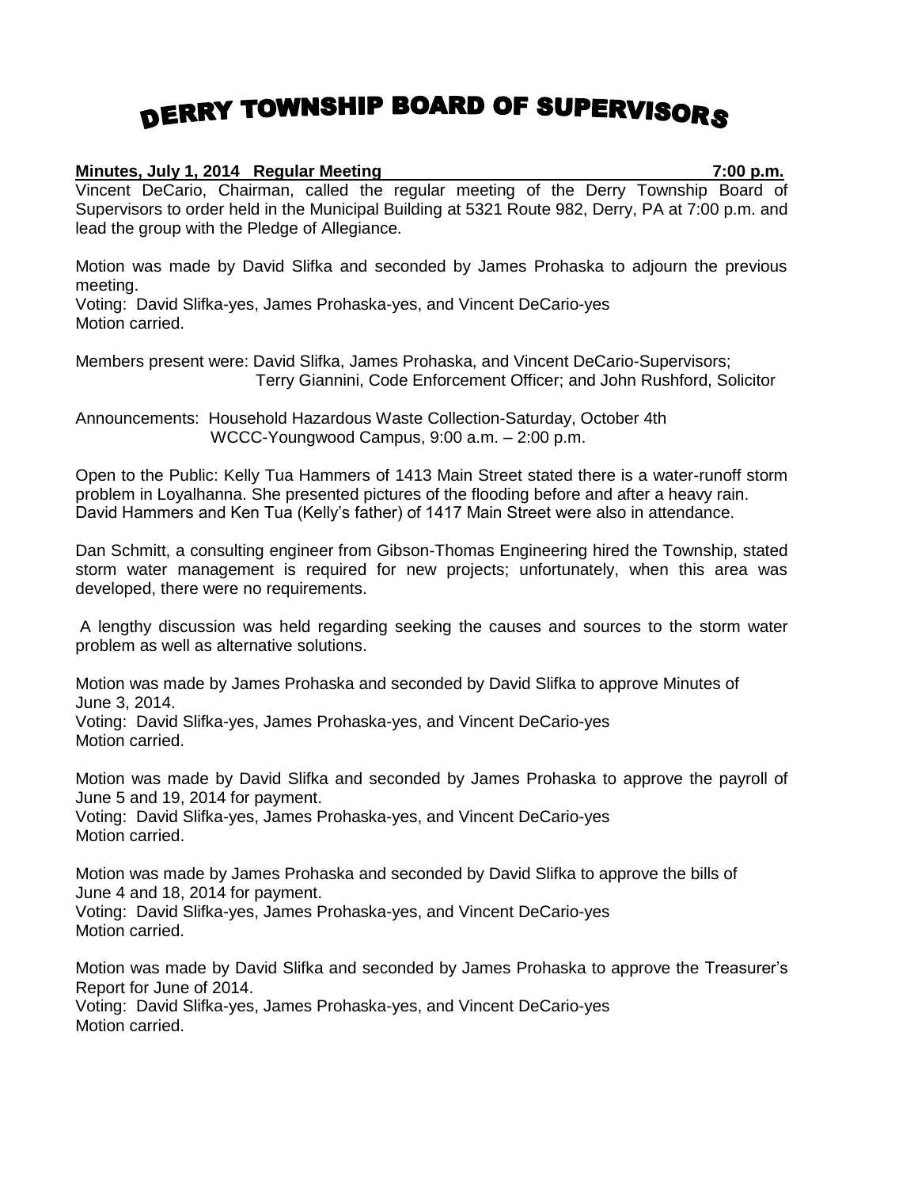# DERRY TOWNSHIP BOARD OF SUPERVISORS

**Minutes, July 1, 2014 Regular Meeting 7:00 p.m.**

Vincent DeCario, Chairman, called the regular meeting of the Derry Township Board of Supervisors to order held in the Municipal Building at 5321 Route 982, Derry, PA at 7:00 p.m. and lead the group with the Pledge of Allegiance.

Motion was made by David Slifka and seconded by James Prohaska to adjourn the previous meeting.
Voting: David Slifka-yes, James Prohaska-yes, and Vincent DeCario-yes
Motion carried.

Members present were: David Slifka, James Prohaska, and Vincent DeCario-Supervisors;
Terry Giannini, Code Enforcement Officer; and John Rushford, Solicitor

Announcements: Household Hazardous Waste Collection-Saturday, October 4th
WCCC-Youngwood Campus, 9:00 a.m. – 2:00 p.m.

Open to the Public: Kelly Tua Hammers of 1413 Main Street stated there is a water-runoff storm problem in Loyalhanna. She presented pictures of the flooding before and after a heavy rain. David Hammers and Ken Tua (Kelly's father) of 1417 Main Street were also in attendance.

Dan Schmitt, a consulting engineer from Gibson-Thomas Engineering hired the Township, stated storm water management is required for new projects; unfortunately, when this area was developed, there were no requirements.

A lengthy discussion was held regarding seeking the causes and sources to the storm water problem as well as alternative solutions.

Motion was made by James Prohaska and seconded by David Slifka to approve Minutes of June 3, 2014.
Voting: David Slifka-yes, James Prohaska-yes, and Vincent DeCario-yes
Motion carried.

Motion was made by David Slifka and seconded by James Prohaska to approve the payroll of June 5 and 19, 2014 for payment.
Voting: David Slifka-yes, James Prohaska-yes, and Vincent DeCario-yes
Motion carried.

Motion was made by James Prohaska and seconded by David Slifka to approve the bills of June 4 and 18, 2014 for payment.
Voting: David Slifka-yes, James Prohaska-yes, and Vincent DeCario-yes
Motion carried.

Motion was made by David Slifka and seconded by James Prohaska to approve the Treasurer's Report for June of 2014.
Voting: David Slifka-yes, James Prohaska-yes, and Vincent DeCario-yes
Motion carried.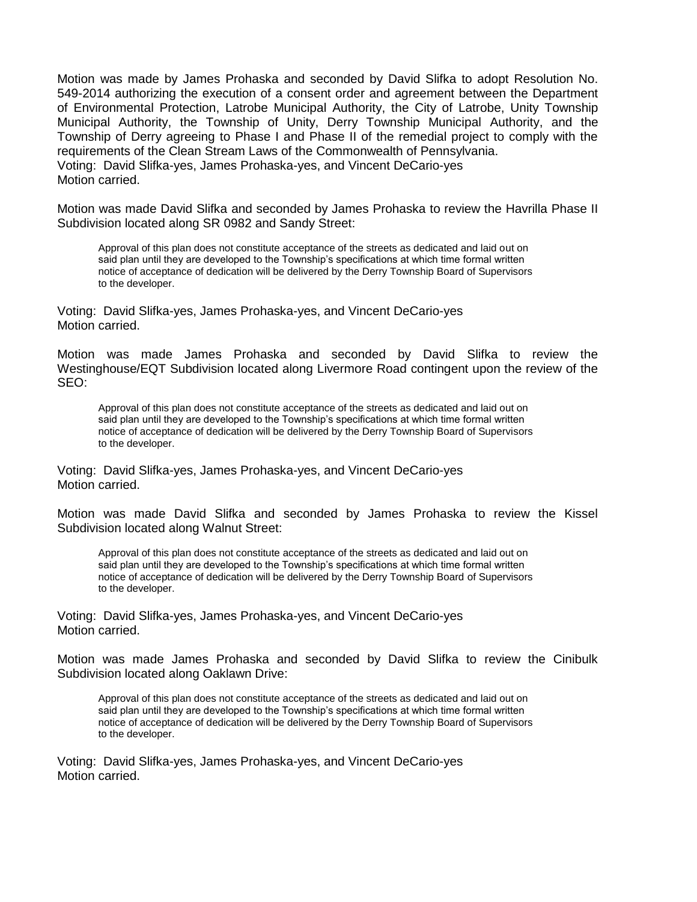Motion was made by James Prohaska and seconded by David Slifka to adopt Resolution No. 549-2014 authorizing the execution of a consent order and agreement between the Department of Environmental Protection, Latrobe Municipal Authority, the City of Latrobe, Unity Township Municipal Authority, the Township of Unity, Derry Township Municipal Authority, and the Township of Derry agreeing to Phase I and Phase II of the remedial project to comply with the requirements of the Clean Stream Laws of the Commonwealth of Pennsylvania.
Voting: David Slifka-yes, James Prohaska-yes, and Vincent DeCario-yes
Motion carried.

Motion was made David Slifka and seconded by James Prohaska to review the Havrilla Phase II Subdivision located along SR 0982 and Sandy Street:

> Approval of this plan does not constitute acceptance of the streets as dedicated and laid out on said plan until they are developed to the Township's specifications at which time formal written notice of acceptance of dedication will be delivered by the Derry Township Board of Supervisors to the developer.

Voting: David Slifka-yes, James Prohaska-yes, and Vincent DeCario-yes
Motion carried.

Motion was made James Prohaska and seconded by David Slifka to review the Westinghouse/EQT Subdivision located along Livermore Road contingent upon the review of the SEO:

> Approval of this plan does not constitute acceptance of the streets as dedicated and laid out on said plan until they are developed to the Township's specifications at which time formal written notice of acceptance of dedication will be delivered by the Derry Township Board of Supervisors to the developer.

Voting: David Slifka-yes, James Prohaska-yes, and Vincent DeCario-yes
Motion carried.

Motion was made David Slifka and seconded by James Prohaska to review the Kissel Subdivision located along Walnut Street:

> Approval of this plan does not constitute acceptance of the streets as dedicated and laid out on said plan until they are developed to the Township's specifications at which time formal written notice of acceptance of dedication will be delivered by the Derry Township Board of Supervisors to the developer.

Voting: David Slifka-yes, James Prohaska-yes, and Vincent DeCario-yes
Motion carried.

Motion was made James Prohaska and seconded by David Slifka to review the Cinibulk Subdivision located along Oaklawn Drive:

> Approval of this plan does not constitute acceptance of the streets as dedicated and laid out on said plan until they are developed to the Township's specifications at which time formal written notice of acceptance of dedication will be delivered by the Derry Township Board of Supervisors to the developer.

Voting: David Slifka-yes, James Prohaska-yes, and Vincent DeCario-yes
Motion carried.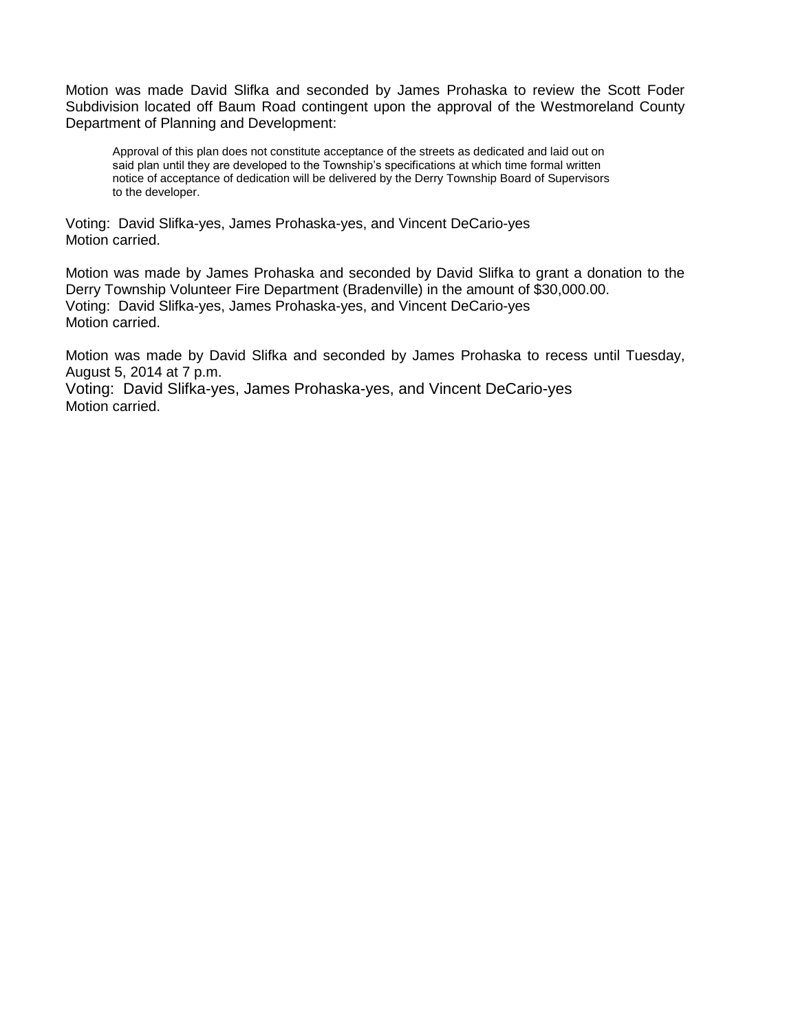Motion was made David Slifka and seconded by James Prohaska to review the Scott Foder Subdivision located off Baum Road contingent upon the approval of the Westmoreland County Department of Planning and Development:

> Approval of this plan does not constitute acceptance of the streets as dedicated and laid out on said plan until they are developed to the Township's specifications at which time formal written notice of acceptance of dedication will be delivered by the Derry Township Board of Supervisors to the developer.

Voting: David Slifka-yes, James Prohaska-yes, and Vincent DeCario-yes
Motion carried.

Motion was made by James Prohaska and seconded by David Slifka to grant a donation to the Derry Township Volunteer Fire Department (Bradenville) in the amount of $30,000.00.
Voting: David Slifka-yes, James Prohaska-yes, and Vincent DeCario-yes
Motion carried.

Motion was made by David Slifka and seconded by James Prohaska to recess until Tuesday, August 5, 2014 at 7 p.m.
Voting: David Slifka-yes, James Prohaska-yes, and Vincent DeCario-yes
Motion carried.